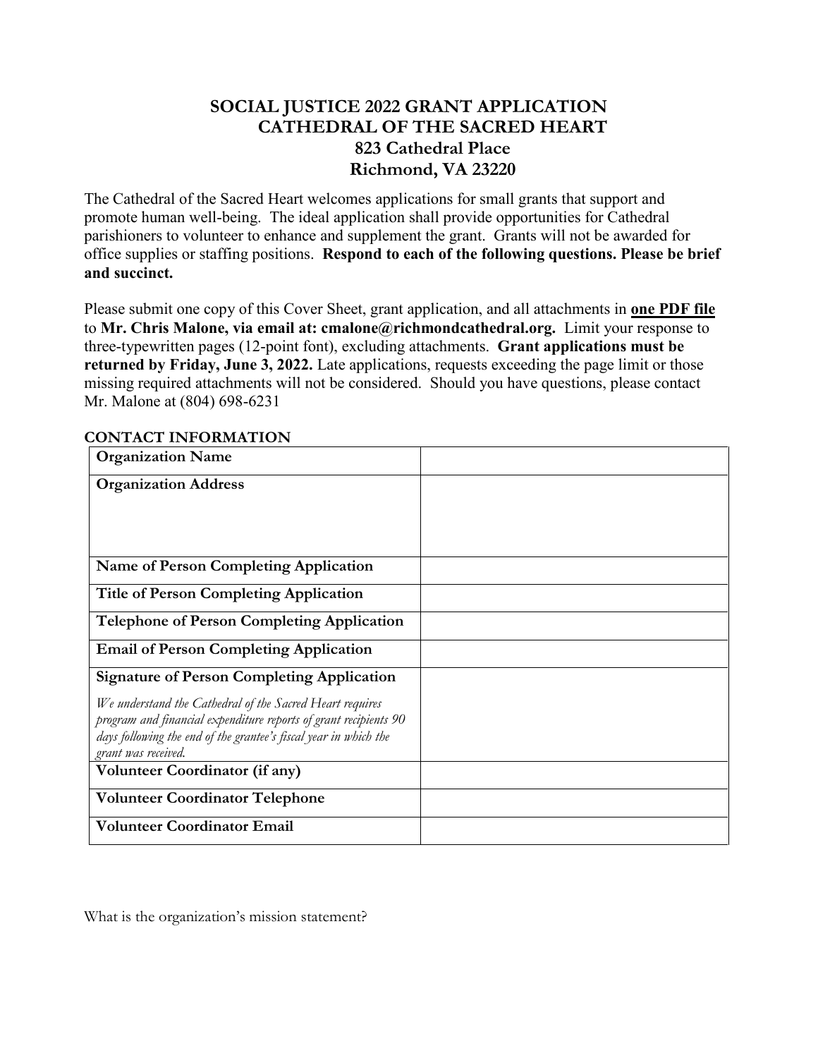# SOCIAL JUSTICE 2022 GRANT APPLICATION
## CATHEDRAL OF THE SACRED HEART
### 823 Cathedral Place
### Richmond, VA 23220

The Cathedral of the Sacred Heart welcomes applications for small grants that support and promote human well-being. The ideal application shall provide opportunities for Cathedral parishioners to volunteer to enhance and supplement the grant. Grants will not be awarded for office supplies or staffing positions. **Respond to each of the following questions. Please be brief and succinct.**

Please submit one copy of this Cover Sheet, grant application, and all attachments in **one PDF file** to **Mr. Chris Malone, via email at: cmalone@richmondcathedral.org.** Limit your response to three-typewritten pages (12-point font), excluding attachments. **Grant applications must be returned by Friday, June 3, 2022.** Late applications, requests exceeding the page limit or those missing required attachments will not be considered. Should you have questions, please contact Mr. Malone at (804) 698-6231

**CONTACT INFORMATION**

| | |
|---|---|
| **Organization Name** | |
| **Organization Address** | |
| **Name of Person Completing Application** | |
| **Title of Person Completing Application** | |
| **Telephone of Person Completing Application** | |
| **Email of Person Completing Application** | |
| **Signature of Person Completing Application** *We understand the Cathedral of the Sacred Heart requires program and financial expenditure reports of grant recipients 90 days following the end of the grantee's fiscal year in which the grant was received.* | |
| **Volunteer Coordinator (if any)** | |
| **Volunteer Coordinator Telephone** | |
| **Volunteer Coordinator Email** | |

What is the organization's mission statement?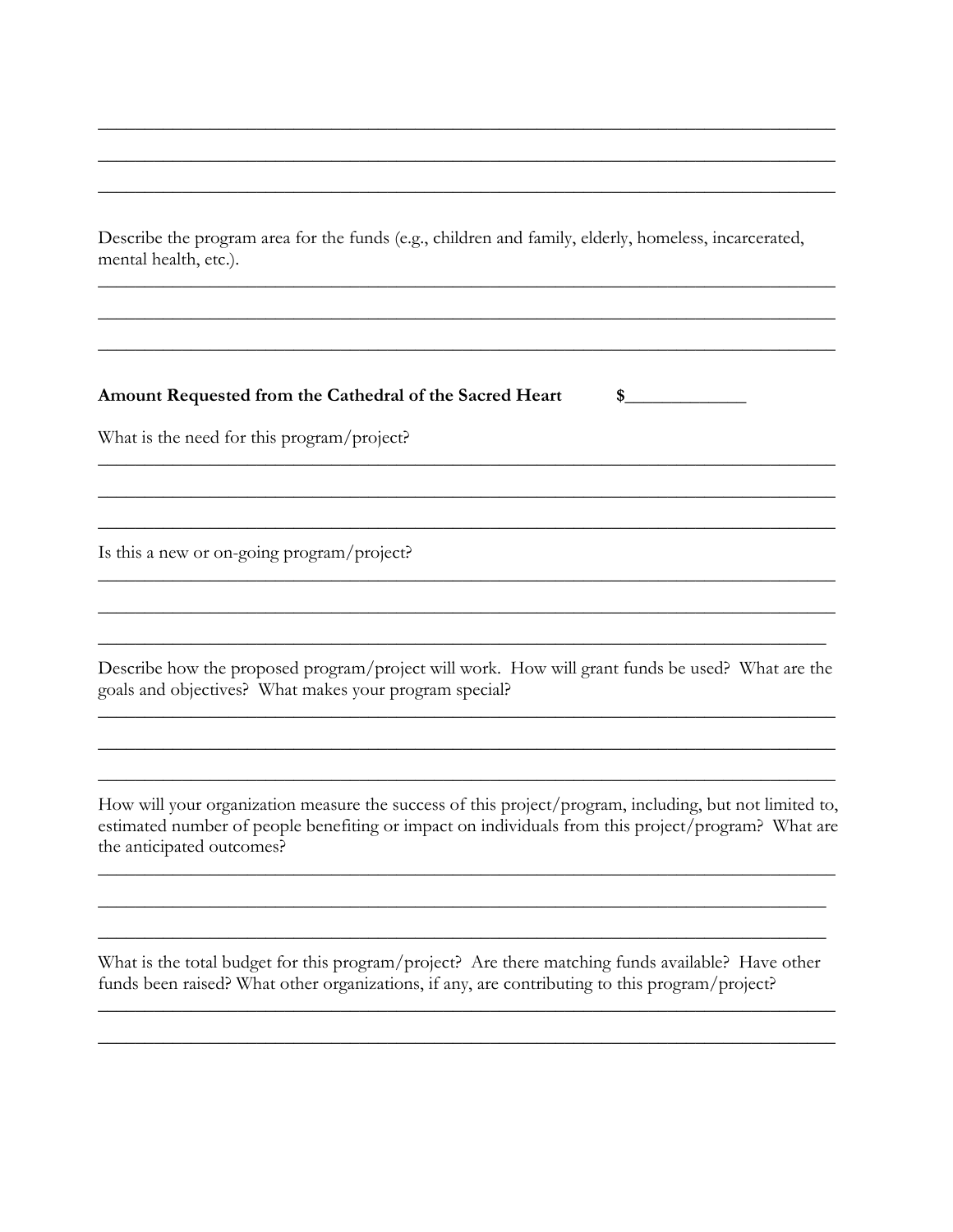\_\_\_\_\_\_\_\_\_\_\_\_\_\_\_\_\_\_\_\_\_\_\_\_\_\_\_\_\_\_\_\_\_\_\_\_\_\_\_\_\_\_\_\_\_\_\_\_\_\_\_\_\_\_\_\_\_\_\_\_\_\_\_\_\_\_\_\_\_\_\_\_\_\_\_\_

\_\_\_\_\_\_\_\_\_\_\_\_\_\_\_\_\_\_\_\_\_\_\_\_\_\_\_\_\_\_\_\_\_\_\_\_\_\_\_\_\_\_\_\_\_\_\_\_\_\_\_\_\_\_\_\_\_\_\_\_\_\_\_\_\_\_\_\_\_\_\_\_\_\_\_\_

\_\_\_\_\_\_\_\_\_\_\_\_\_\_\_\_\_\_\_\_\_\_\_\_\_\_\_\_\_\_\_\_\_\_\_\_\_\_\_\_\_\_\_\_\_\_\_\_\_\_\_\_\_\_\_\_\_\_\_\_\_\_\_\_\_\_\_\_\_\_\_\_\_\_\_\_

Describe the program area for the funds (e.g., children and family, elderly, homeless, incarcerated, mental health, etc.).

\_\_\_\_\_\_\_\_\_\_\_\_\_\_\_\_\_\_\_\_\_\_\_\_\_\_\_\_\_\_\_\_\_\_\_\_\_\_\_\_\_\_\_\_\_\_\_\_\_\_\_\_\_\_\_\_\_\_\_\_\_\_\_\_\_\_\_\_\_\_\_\_\_\_\_\_

\_\_\_\_\_\_\_\_\_\_\_\_\_\_\_\_\_\_\_\_\_\_\_\_\_\_\_\_\_\_\_\_\_\_\_\_\_\_\_\_\_\_\_\_\_\_\_\_\_\_\_\_\_\_\_\_\_\_\_\_\_\_\_\_\_\_\_\_\_\_\_\_\_\_\_\_

\_\_\_\_\_\_\_\_\_\_\_\_\_\_\_\_\_\_\_\_\_\_\_\_\_\_\_\_\_\_\_\_\_\_\_\_\_\_\_\_\_\_\_\_\_\_\_\_\_\_\_\_\_\_\_\_\_\_\_\_\_\_\_\_\_\_\_\_\_\_\_\_\_\_\_\_

**Amount Requested from the Cathedral of the Sacred Heart** **$\_\_\_\_\_\_\_\_\_\_\_\_\_**

What is the need for this program/project?

\_\_\_\_\_\_\_\_\_\_\_\_\_\_\_\_\_\_\_\_\_\_\_\_\_\_\_\_\_\_\_\_\_\_\_\_\_\_\_\_\_\_\_\_\_\_\_\_\_\_\_\_\_\_\_\_\_\_\_\_\_\_\_\_\_\_\_\_\_\_\_\_\_\_\_\_

\_\_\_\_\_\_\_\_\_\_\_\_\_\_\_\_\_\_\_\_\_\_\_\_\_\_\_\_\_\_\_\_\_\_\_\_\_\_\_\_\_\_\_\_\_\_\_\_\_\_\_\_\_\_\_\_\_\_\_\_\_\_\_\_\_\_\_\_\_\_\_\_\_\_\_\_

\_\_\_\_\_\_\_\_\_\_\_\_\_\_\_\_\_\_\_\_\_\_\_\_\_\_\_\_\_\_\_\_\_\_\_\_\_\_\_\_\_\_\_\_\_\_\_\_\_\_\_\_\_\_\_\_\_\_\_\_\_\_\_\_\_\_\_\_\_\_\_\_\_\_\_\_

Is this a new or on-going program/project?

\_\_\_\_\_\_\_\_\_\_\_\_\_\_\_\_\_\_\_\_\_\_\_\_\_\_\_\_\_\_\_\_\_\_\_\_\_\_\_\_\_\_\_\_\_\_\_\_\_\_\_\_\_\_\_\_\_\_\_\_\_\_\_\_\_\_\_\_\_\_\_\_\_\_\_\_

\_\_\_\_\_\_\_\_\_\_\_\_\_\_\_\_\_\_\_\_\_\_\_\_\_\_\_\_\_\_\_\_\_\_\_\_\_\_\_\_\_\_\_\_\_\_\_\_\_\_\_\_\_\_\_\_\_\_\_\_\_\_\_\_\_\_\_\_\_\_\_\_\_\_\_\_

\_\_\_\_\_\_\_\_\_\_\_\_\_\_\_\_\_\_\_\_\_\_\_\_\_\_\_\_\_\_\_\_\_\_\_\_\_\_\_\_\_\_\_\_\_\_\_\_\_\_\_\_\_\_\_\_\_\_\_\_\_\_\_\_\_\_\_\_\_\_\_\_\_\_\_

Describe how the proposed program/project will work. How will grant funds be used? What are the goals and objectives? What makes your program special?

\_\_\_\_\_\_\_\_\_\_\_\_\_\_\_\_\_\_\_\_\_\_\_\_\_\_\_\_\_\_\_\_\_\_\_\_\_\_\_\_\_\_\_\_\_\_\_\_\_\_\_\_\_\_\_\_\_\_\_\_\_\_\_\_\_\_\_\_\_\_\_\_\_\_\_\_

\_\_\_\_\_\_\_\_\_\_\_\_\_\_\_\_\_\_\_\_\_\_\_\_\_\_\_\_\_\_\_\_\_\_\_\_\_\_\_\_\_\_\_\_\_\_\_\_\_\_\_\_\_\_\_\_\_\_\_\_\_\_\_\_\_\_\_\_\_\_\_\_\_\_\_\_

\_\_\_\_\_\_\_\_\_\_\_\_\_\_\_\_\_\_\_\_\_\_\_\_\_\_\_\_\_\_\_\_\_\_\_\_\_\_\_\_\_\_\_\_\_\_\_\_\_\_\_\_\_\_\_\_\_\_\_\_\_\_\_\_\_\_\_\_\_\_\_\_\_\_\_\_

How will your organization measure the success of this project/program, including, but not limited to, estimated number of people benefiting or impact on individuals from this project/program? What are the anticipated outcomes?

\_\_\_\_\_\_\_\_\_\_\_\_\_\_\_\_\_\_\_\_\_\_\_\_\_\_\_\_\_\_\_\_\_\_\_\_\_\_\_\_\_\_\_\_\_\_\_\_\_\_\_\_\_\_\_\_\_\_\_\_\_\_\_\_\_\_\_\_\_\_\_\_\_\_\_\_

\_\_\_\_\_\_\_\_\_\_\_\_\_\_\_\_\_\_\_\_\_\_\_\_\_\_\_\_\_\_\_\_\_\_\_\_\_\_\_\_\_\_\_\_\_\_\_\_\_\_\_\_\_\_\_\_\_\_\_\_\_\_\_\_\_\_\_\_\_\_\_\_\_\_\_

\_\_\_\_\_\_\_\_\_\_\_\_\_\_\_\_\_\_\_\_\_\_\_\_\_\_\_\_\_\_\_\_\_\_\_\_\_\_\_\_\_\_\_\_\_\_\_\_\_\_\_\_\_\_\_\_\_\_\_\_\_\_\_\_\_\_\_\_\_\_\_\_\_\_\_

What is the total budget for this program/project? Are there matching funds available? Have other funds been raised? What other organizations, if any, are contributing to this program/project?

\_\_\_\_\_\_\_\_\_\_\_\_\_\_\_\_\_\_\_\_\_\_\_\_\_\_\_\_\_\_\_\_\_\_\_\_\_\_\_\_\_\_\_\_\_\_\_\_\_\_\_\_\_\_\_\_\_\_\_\_\_\_\_\_\_\_\_\_\_\_\_\_\_\_\_\_

\_\_\_\_\_\_\_\_\_\_\_\_\_\_\_\_\_\_\_\_\_\_\_\_\_\_\_\_\_\_\_\_\_\_\_\_\_\_\_\_\_\_\_\_\_\_\_\_\_\_\_\_\_\_\_\_\_\_\_\_\_\_\_\_\_\_\_\_\_\_\_\_\_\_\_\_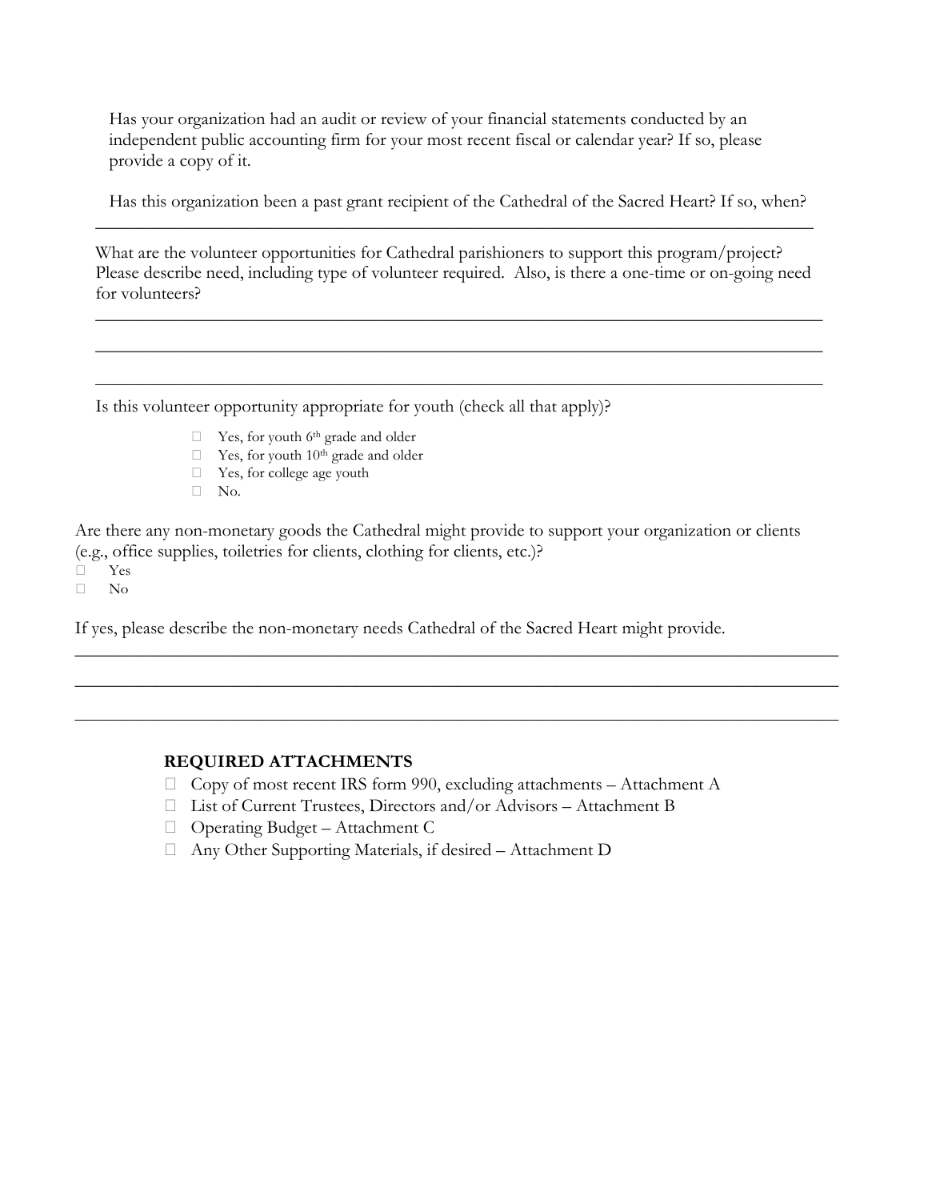Has your organization had an audit or review of your financial statements conducted by an independent public accounting firm for your most recent fiscal or calendar year? If so, please provide a copy of it.

Has this organization been a past grant recipient of the Cathedral of the Sacred Heart? If so, when? \_\_\_\_\_\_\_\_\_\_\_\_\_\_\_\_\_\_\_\_\_\_\_\_\_\_\_\_\_\_\_\_\_\_\_\_\_\_\_\_\_\_\_\_\_\_\_\_\_\_\_\_\_\_\_\_\_\_\_\_\_\_\_\_\_\_\_\_\_\_\_\_\_\_\_\_\_\_

What are the volunteer opportunities for Cathedral parishioners to support this program/project? Please describe need, including type of volunteer required. Also, is there a one-time or on-going need for volunteers?

\_\_\_\_\_\_\_\_\_\_\_\_\_\_\_\_\_\_\_\_\_\_\_\_\_\_\_\_\_\_\_\_\_\_\_\_\_\_\_\_\_\_\_\_\_\_\_\_\_\_\_\_\_\_\_\_\_\_\_\_\_\_\_\_\_\_\_\_\_\_\_\_\_\_\_\_\_\_

\_\_\_\_\_\_\_\_\_\_\_\_\_\_\_\_\_\_\_\_\_\_\_\_\_\_\_\_\_\_\_\_\_\_\_\_\_\_\_\_\_\_\_\_\_\_\_\_\_\_\_\_\_\_\_\_\_\_\_\_\_\_\_\_\_\_\_\_\_\_\_\_\_\_\_\_\_\_

\_\_\_\_\_\_\_\_\_\_\_\_\_\_\_\_\_\_\_\_\_\_\_\_\_\_\_\_\_\_\_\_\_\_\_\_\_\_\_\_\_\_\_\_\_\_\_\_\_\_\_\_\_\_\_\_\_\_\_\_\_\_\_\_\_\_\_\_\_\_\_\_\_\_\_\_\_\_

Is this volunteer opportunity appropriate for youth (check all that apply)?

- ☐ Yes, for youth 6th grade and older
- ☐ Yes, for youth 10th grade and older
- ☐ Yes, for college age youth
- ☐ No.

Are there any non-monetary goods the Cathedral might provide to support your organization or clients (e.g., office supplies, toiletries for clients, clothing for clients, etc.)?

- ☐ Yes
- ☐ No

If yes, please describe the non-monetary needs Cathedral of the Sacred Heart might provide.

\_\_\_\_\_\_\_\_\_\_\_\_\_\_\_\_\_\_\_\_\_\_\_\_\_\_\_\_\_\_\_\_\_\_\_\_\_\_\_\_\_\_\_\_\_\_\_\_\_\_\_\_\_\_\_\_\_\_\_\_\_\_\_\_\_\_\_\_\_\_\_\_\_\_\_\_\_\_

\_\_\_\_\_\_\_\_\_\_\_\_\_\_\_\_\_\_\_\_\_\_\_\_\_\_\_\_\_\_\_\_\_\_\_\_\_\_\_\_\_\_\_\_\_\_\_\_\_\_\_\_\_\_\_\_\_\_\_\_\_\_\_\_\_\_\_\_\_\_\_\_\_\_\_\_\_\_

\_\_\_\_\_\_\_\_\_\_\_\_\_\_\_\_\_\_\_\_\_\_\_\_\_\_\_\_\_\_\_\_\_\_\_\_\_\_\_\_\_\_\_\_\_\_\_\_\_\_\_\_\_\_\_\_\_\_\_\_\_\_\_\_\_\_\_\_\_\_\_\_\_\_\_\_\_\_

**REQUIRED ATTACHMENTS**

- ☐ Copy of most recent IRS form 990, excluding attachments – Attachment A
- ☐ List of Current Trustees, Directors and/or Advisors – Attachment B
- ☐ Operating Budget – Attachment C
- ☐ Any Other Supporting Materials, if desired – Attachment D